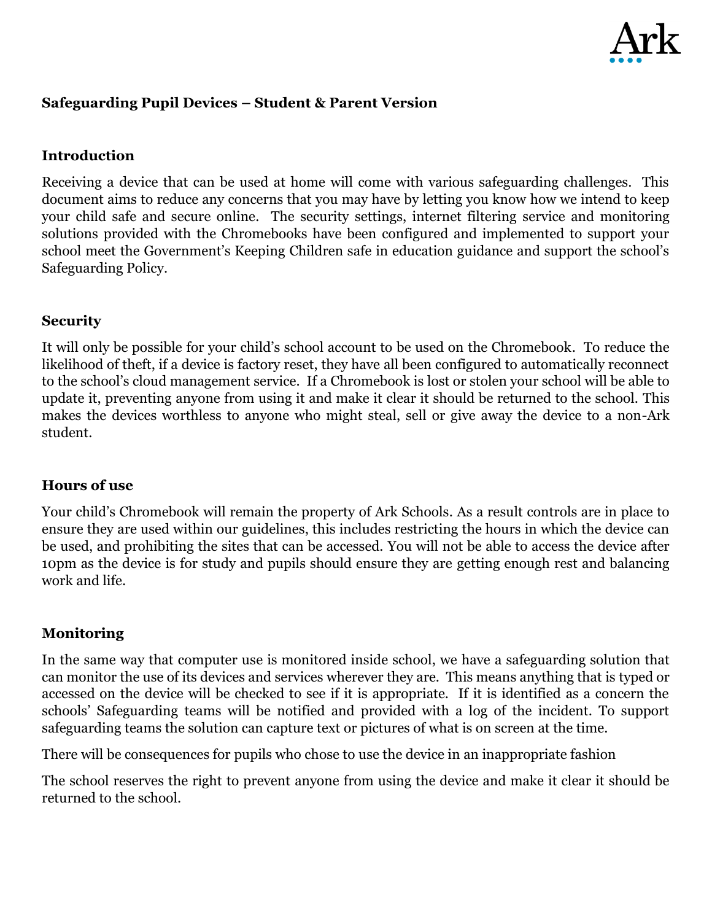## Safeguarding Pupil Devices – Student & Parent Version

### Introduction

Receiving a device that can be used at home will come with various safeguarding challenges. This document aims to reduce any concerns that you may have by letting you know how we intend to keep your child safe and secure online. The security settings, internet filtering service and monitoring solutions provided with the Chromebooks have been configured and implemented to support your school meet the Government's Keeping Children safe in education guidance and support the school's Safeguarding Policy.

### Security

It will only be possible for your child's school account to be used on the Chromebook. To reduce the likelihood of theft, if a device is factory reset, they have all been configured to automatically reconnect to the school's cloud management service. If a Chromebook is lost or stolen your school will be able to update it, preventing anyone from using it and make it clear it should be returned to the school. This makes the devices worthless to anyone who might steal, sell or give away the device to a non-Ark student.

### Hours of use

Your child's Chromebook will remain the property of Ark Schools. As a result controls are in place to ensure they are used within our guidelines, this includes restricting the hours in which the device can be used, and prohibiting the sites that can be accessed. You will not be able to access the device after 10pm as the device is for study and pupils should ensure they are getting enough rest and balancing work and life.

### Monitoring

In the same way that computer use is monitored inside school, we have a safeguarding solution that can monitor the use of its devices and services wherever they are. This means anything that is typed or accessed on the device will be checked to see if it is appropriate. If it is identified as a concern the schools' Safeguarding teams will be notified and provided with a log of the incident. To support safeguarding teams the solution can capture text or pictures of what is on screen at the time.

There will be consequences for pupils who chose to use the device in an inappropriate fashion

The school reserves the right to prevent anyone from using the device and make it clear it should be returned to the school.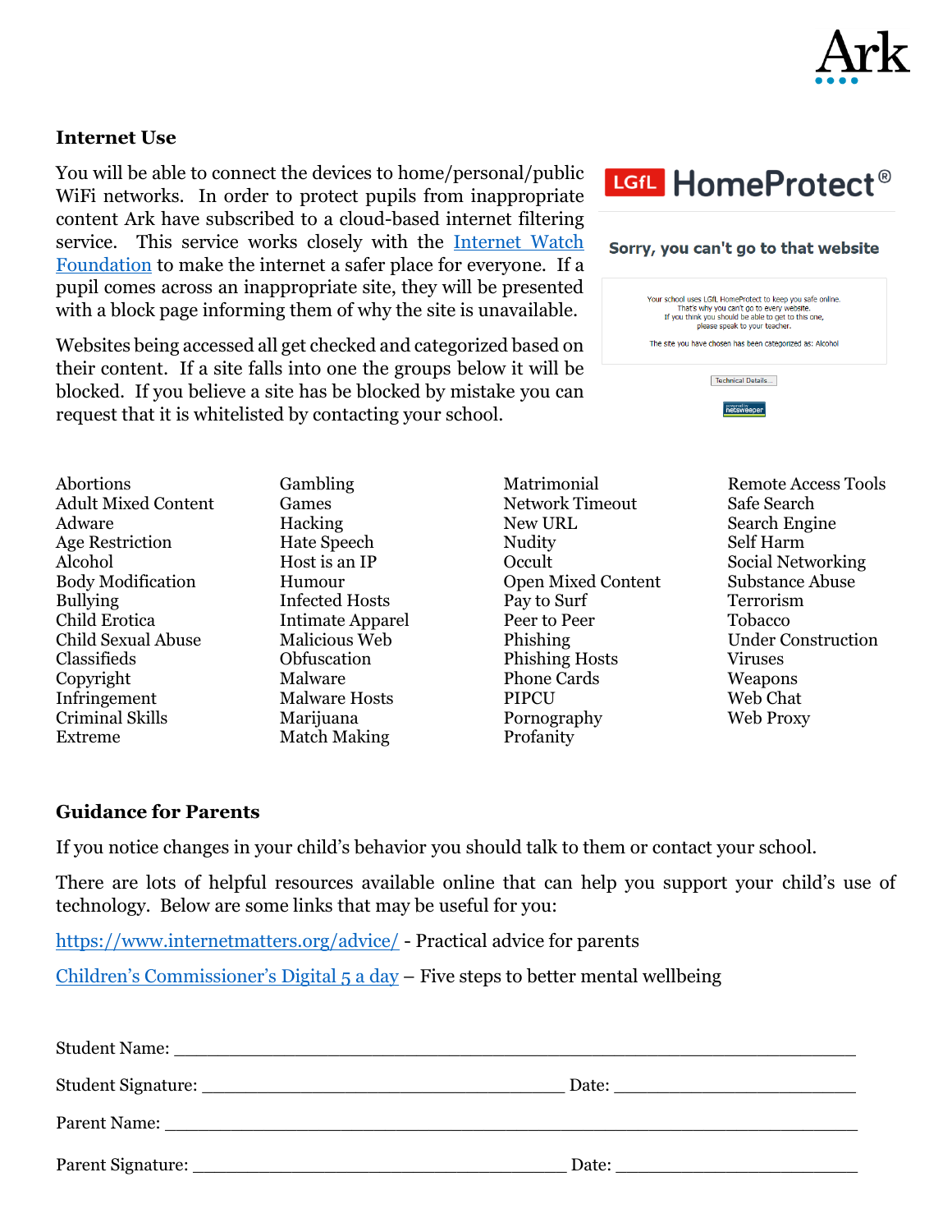## Internet Use

You will be able to connect the devices to home/personal/public WiFi networks. In order to protect pupils from inappropriate content Ark have subscribed to a cloud-based internet filtering service. This service works closely with the Internet Watch Foundation to make the internet a safer place for everyone. If a pupil comes across an inappropriate site, they will be presented with a block page informing them of why the site is unavailable.

LGfL HomeProtect®

Sorry, you can't go to that website

Your school uses LGfL HomeProtect to keep you safe online.
That's why you can't go to every website.
If you think you should be able to get to this one,
please speak to your teacher.

The site you have chosen has been categorized as: Alcohol

Technical Details...

Websites being accessed all get checked and categorized based on their content. If a site falls into one the groups below it will be blocked. If you believe a site has be blocked by mistake you can request that it is whitelisted by contacting your school.

| | | | |
|---|---|---|---|
| Abortions | Gambling | Matrimonial | Remote Access Tools |
| Adult Mixed Content | Games | Network Timeout | Safe Search |
| Adware | Hacking | New URL | Search Engine |
| Age Restriction | Hate Speech | Nudity | Self Harm |
| Alcohol | Host is an IP | Occult | Social Networking |
| Body Modification | Humour | Open Mixed Content | Substance Abuse |
| Bullying | Infected Hosts | Pay to Surf | Terrorism |
| Child Erotica | Intimate Apparel | Peer to Peer | Tobacco |
| Child Sexual Abuse | Malicious Web | Phishing | Under Construction |
| Classifieds | Obfuscation | Phishing Hosts | Viruses |
| Copyright | Malware | Phone Cards | Weapons |
| Infringement | Malware Hosts | PIPCU | Web Chat |
| Criminal Skills | Marijuana | Pornography | Web Proxy |
| Extreme | Match Making | Profanity | |

## Guidance for Parents

If you notice changes in your child's behavior you should talk to them or contact your school.

There are lots of helpful resources available online that can help you support your child's use of technology. Below are some links that may be useful for you:

https://www.internetmatters.org/advice/ - Practical advice for parents

Children's Commissioner's Digital 5 a day – Five steps to better mental wellbeing

Student Name: ______________________________________________

Student Signature: ______________________________ Date: ____________________

Parent Name: ______________________________________________

Parent Signature: ______________________________ Date: ____________________